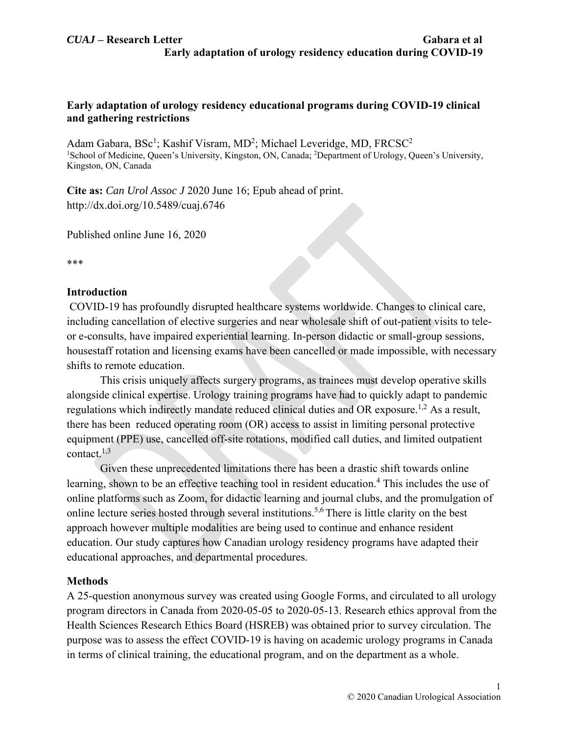**Early adaptation of urology residency educational programs during COVID-19 clinical and gathering restrictions**

Adam Gabara, BSc[1]; Kashif Visram, MD[2]; Michael Leveridge, MD, FRCSC[2]
[1]School of Medicine, Queen's University, Kingston, ON, Canada; [2]Department of Urology, Queen's University, Kingston, ON, Canada

**Cite as:** *Can Urol Assoc J* 2020 June 16; Epub ahead of print.
http://dx.doi.org/10.5489/cuaj.6746

Published online June 16, 2020

***

## Introduction

COVID-19 has profoundly disrupted healthcare systems worldwide. Changes to clinical care, including cancellation of elective surgeries and near wholesale shift of out-patient visits to tele- or e-consults, have impaired experiential learning. In-person didactic or small-group sessions, housestaff rotation and licensing exams have been cancelled or made impossible, with necessary shifts to remote education.

This crisis uniquely affects surgery programs, as trainees must develop operative skills alongside clinical expertise. Urology training programs have had to quickly adapt to pandemic regulations which indirectly mandate reduced clinical duties and OR exposure.[1,2] As a result, there has been reduced operating room (OR) access to assist in limiting personal protective equipment (PPE) use, cancelled off-site rotations, modified call duties, and limited outpatient contact.[1,3]

Given these unprecedented limitations there has been a drastic shift towards online learning, shown to be an effective teaching tool in resident education.[4] This includes the use of online platforms such as Zoom, for didactic learning and journal clubs, and the promulgation of online lecture series hosted through several institutions.[5,6] There is little clarity on the best approach however multiple modalities are being used to continue and enhance resident education. Our study captures how Canadian urology residency programs have adapted their educational approaches, and departmental procedures.

## Methods

A 25-question anonymous survey was created using Google Forms, and circulated to all urology program directors in Canada from 2020-05-05 to 2020-05-13. Research ethics approval from the Health Sciences Research Ethics Board (HSREB) was obtained prior to survey circulation. The purpose was to assess the effect COVID-19 is having on academic urology programs in Canada in terms of clinical training, the educational program, and on the department as a whole.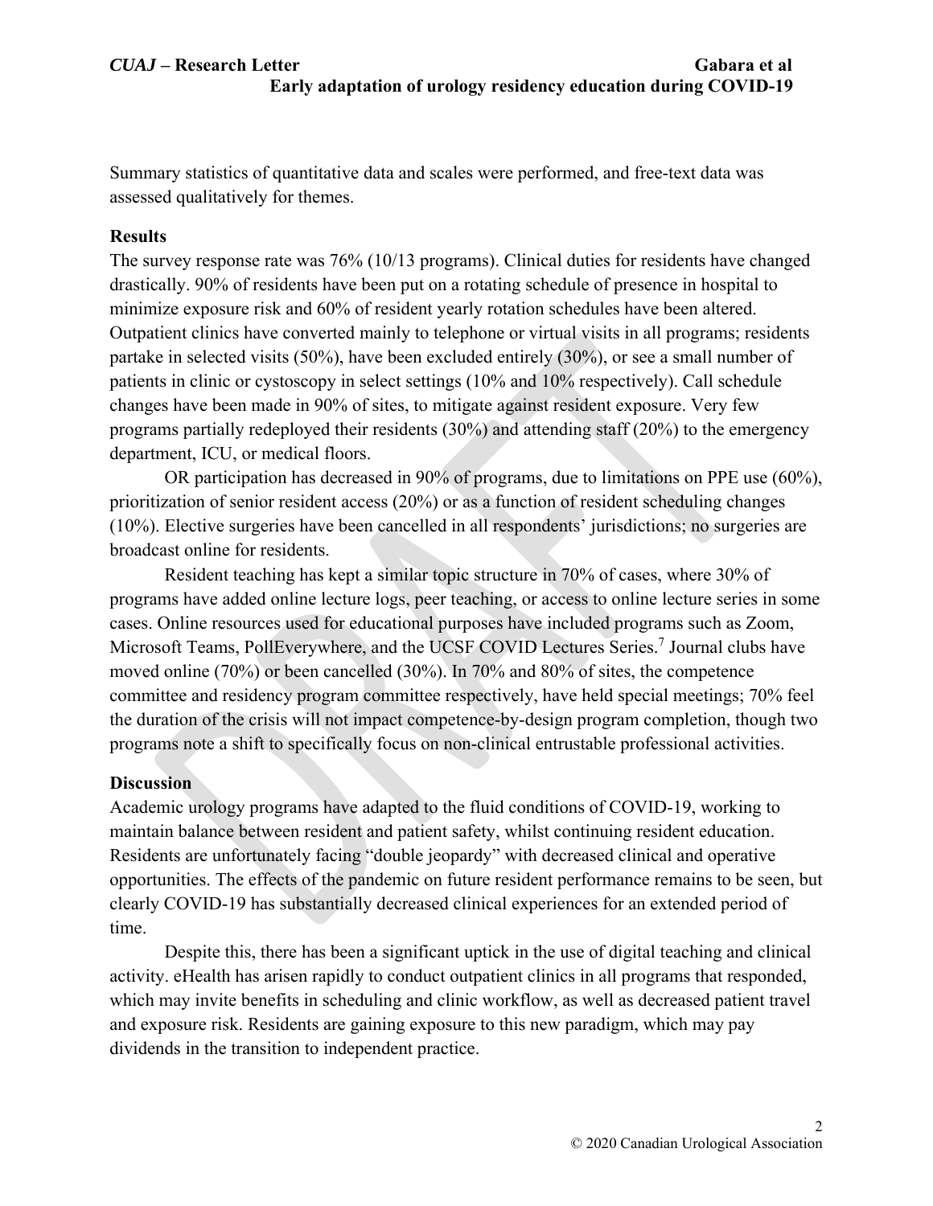Summary statistics of quantitative data and scales were performed, and free-text data was assessed qualitatively for themes.

**Results**

The survey response rate was 76% (10/13 programs). Clinical duties for residents have changed drastically. 90% of residents have been put on a rotating schedule of presence in hospital to minimize exposure risk and 60% of resident yearly rotation schedules have been altered. Outpatient clinics have converted mainly to telephone or virtual visits in all programs; residents partake in selected visits (50%), have been excluded entirely (30%), or see a small number of patients in clinic or cystoscopy in select settings (10% and 10% respectively). Call schedule changes have been made in 90% of sites, to mitigate against resident exposure. Very few programs partially redeployed their residents (30%) and attending staff (20%) to the emergency department, ICU, or medical floors.

OR participation has decreased in 90% of programs, due to limitations on PPE use (60%), prioritization of senior resident access (20%) or as a function of resident scheduling changes (10%). Elective surgeries have been cancelled in all respondents' jurisdictions; no surgeries are broadcast online for residents.

Resident teaching has kept a similar topic structure in 70% of cases, where 30% of programs have added online lecture logs, peer teaching, or access to online lecture series in some cases. Online resources used for educational purposes have included programs such as Zoom, Microsoft Teams, PollEverywhere, and the UCSF COVID Lectures Series.[7] Journal clubs have moved online (70%) or been cancelled (30%). In 70% and 80% of sites, the competence committee and residency program committee respectively, have held special meetings; 70% feel the duration of the crisis will not impact competence-by-design program completion, though two programs note a shift to specifically focus on non-clinical entrustable professional activities.

**Discussion**

Academic urology programs have adapted to the fluid conditions of COVID-19, working to maintain balance between resident and patient safety, whilst continuing resident education. Residents are unfortunately facing "double jeopardy" with decreased clinical and operative opportunities. The effects of the pandemic on future resident performance remains to be seen, but clearly COVID-19 has substantially decreased clinical experiences for an extended period of time.

Despite this, there has been a significant uptick in the use of digital teaching and clinical activity. eHealth has arisen rapidly to conduct outpatient clinics in all programs that responded, which may invite benefits in scheduling and clinic workflow, as well as decreased patient travel and exposure risk. Residents are gaining exposure to this new paradigm, which may pay dividends in the transition to independent practice.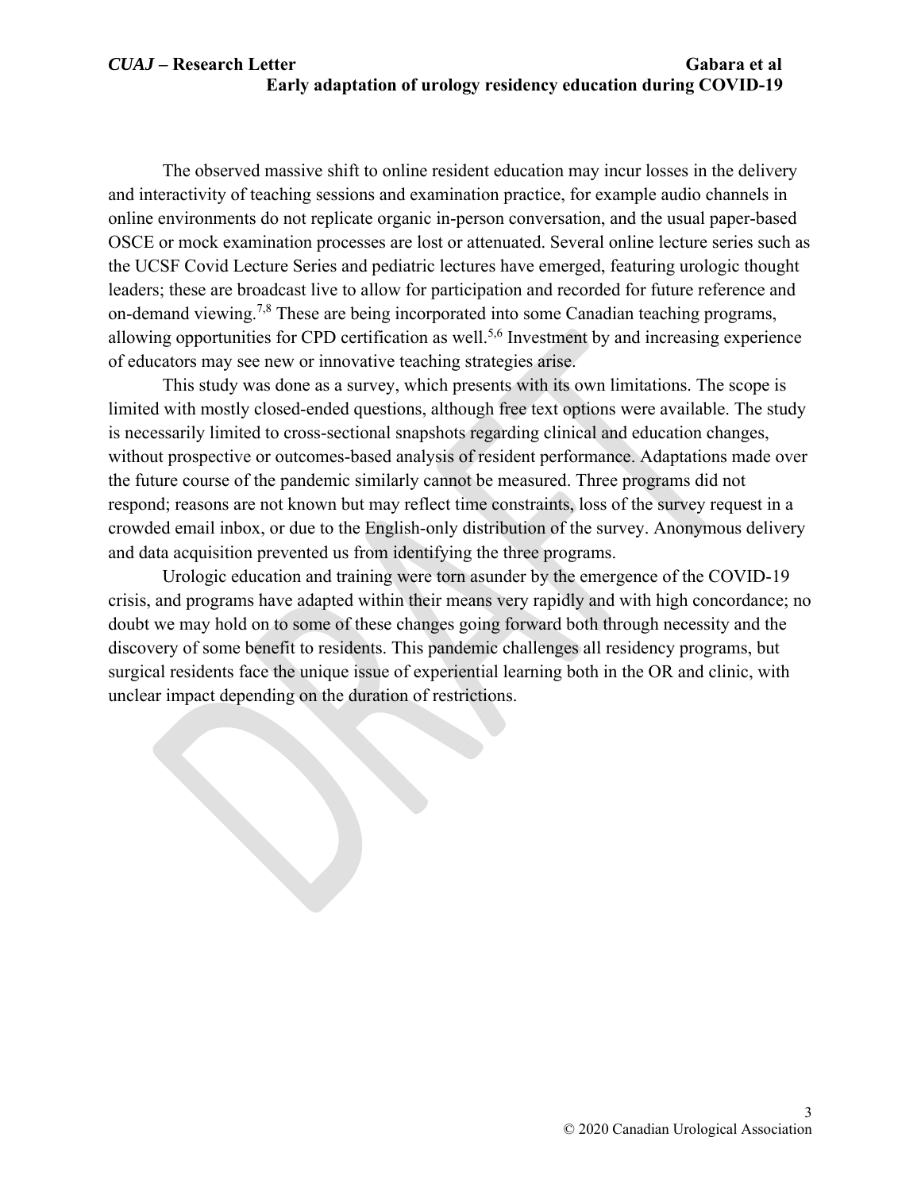The observed massive shift to online resident education may incur losses in the delivery and interactivity of teaching sessions and examination practice, for example audio channels in online environments do not replicate organic in-person conversation, and the usual paper-based OSCE or mock examination processes are lost or attenuated. Several online lecture series such as the UCSF Covid Lecture Series and pediatric lectures have emerged, featuring urologic thought leaders; these are broadcast live to allow for participation and recorded for future reference and on-demand viewing.[7,8] These are being incorporated into some Canadian teaching programs, allowing opportunities for CPD certification as well.[5,6] Investment by and increasing experience of educators may see new or innovative teaching strategies arise.

This study was done as a survey, which presents with its own limitations. The scope is limited with mostly closed-ended questions, although free text options were available. The study is necessarily limited to cross-sectional snapshots regarding clinical and education changes, without prospective or outcomes-based analysis of resident performance. Adaptations made over the future course of the pandemic similarly cannot be measured. Three programs did not respond; reasons are not known but may reflect time constraints, loss of the survey request in a crowded email inbox, or due to the English-only distribution of the survey. Anonymous delivery and data acquisition prevented us from identifying the three programs.

Urologic education and training were torn asunder by the emergence of the COVID-19 crisis, and programs have adapted within their means very rapidly and with high concordance; no doubt we may hold on to some of these changes going forward both through necessity and the discovery of some benefit to residents. This pandemic challenges all residency programs, but surgical residents face the unique issue of experiential learning both in the OR and clinic, with unclear impact depending on the duration of restrictions.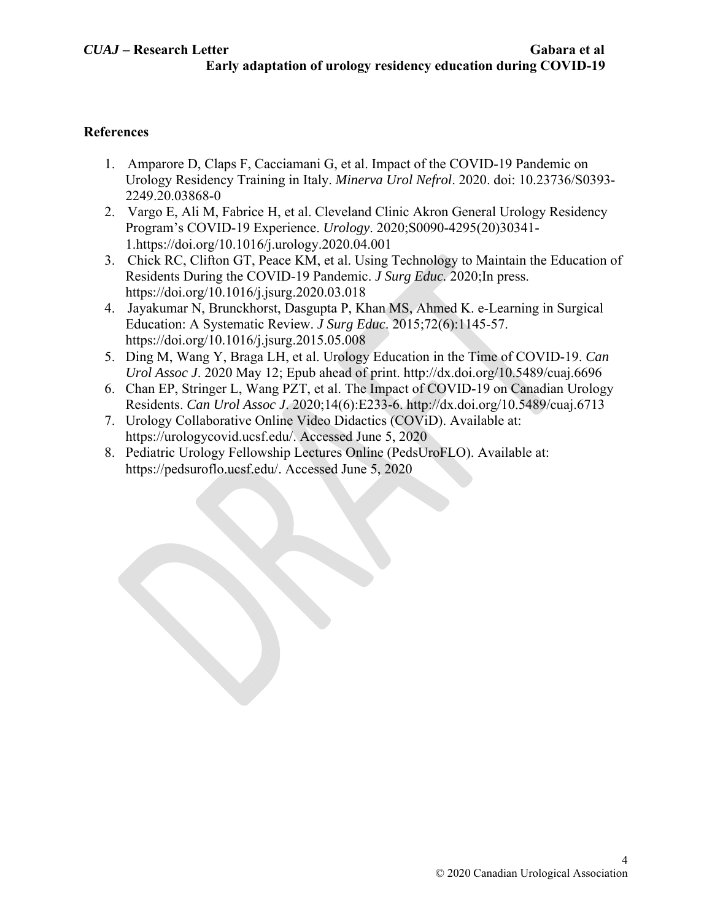## References

1. Amparore D, Claps F, Cacciamani G, et al. Impact of the COVID-19 Pandemic on Urology Residency Training in Italy. *Minerva Urol Nefrol*. 2020. doi: 10.23736/S0393-2249.20.03868-0
2. Vargo E, Ali M, Fabrice H, et al. Cleveland Clinic Akron General Urology Residency Program's COVID-19 Experience. *Urology*. 2020;S0090-4295(20)30341-1.https://doi.org/10.1016/j.urology.2020.04.001
3. Chick RC, Clifton GT, Peace KM, et al. Using Technology to Maintain the Education of Residents During the COVID-19 Pandemic. *J Surg Educ.* 2020;In press. https://doi.org/10.1016/j.jsurg.2020.03.018
4. Jayakumar N, Brunckhorst, Dasgupta P, Khan MS, Ahmed K. e-Learning in Surgical Education: A Systematic Review. *J Surg Educ*. 2015;72(6):1145-57. https://doi.org/10.1016/j.jsurg.2015.05.008
5. Ding M, Wang Y, Braga LH, et al. Urology Education in the Time of COVID-19. *Can Urol Assoc J*. 2020 May 12; Epub ahead of print. http://dx.doi.org/10.5489/cuaj.6696
6. Chan EP, Stringer L, Wang PZT, et al. The Impact of COVID-19 on Canadian Urology Residents. *Can Urol Assoc J*. 2020;14(6):E233-6. http://dx.doi.org/10.5489/cuaj.6713
7. Urology Collaborative Online Video Didactics (COViD). Available at: https://urologycovid.ucsf.edu/. Accessed June 5, 2020
8. Pediatric Urology Fellowship Lectures Online (PedsUroFLO). Available at: https://pedsuroflo.ucsf.edu/. Accessed June 5, 2020